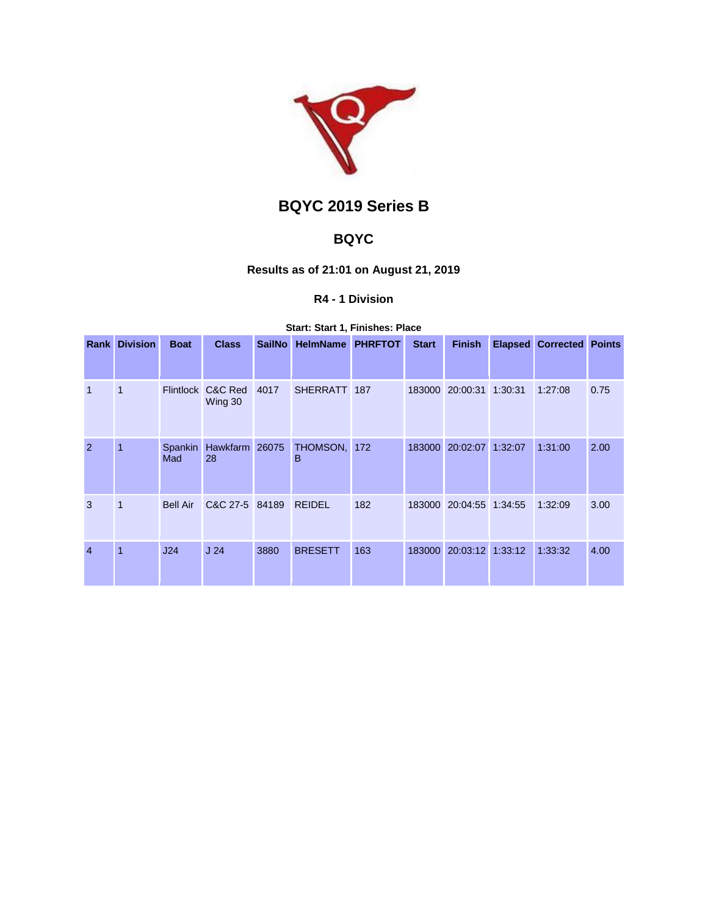# BQYC 2019 Series B

## BQYC

### Results as of 21:01 on August 21, 2019

### R4 - 1 Division

**Start: Start 1, Finishes: Place**

| Rank | Division | Boat | Class | SailNo | HelmName | PHRFTOT | Start | Finish | Elapsed | Corrected | Points |
|---|---|---|---|---|---|---|---|---|---|---|---|
| 1 | 1 | Flintlock | C&C Red Wing 30 | 4017 | SHERRATT | 187 | 183000 | 20:00:31 | 1:30:31 | 1:27:08 | 0.75 |
| 2 | 1 | Spankin Mad | Hawkfarm 28 | 26075 | THOMSON, B | 172 | 183000 | 20:02:07 | 1:32:07 | 1:31:00 | 2.00 |
| 3 | 1 | Bell Air | C&C 27-5 | 84189 | REIDEL | 182 | 183000 | 20:04:55 | 1:34:55 | 1:32:09 | 3.00 |
| 4 | 1 | J24 | J 24 | 3880 | BRESETT | 163 | 183000 | 20:03:12 | 1:33:12 | 1:33:32 | 4.00 |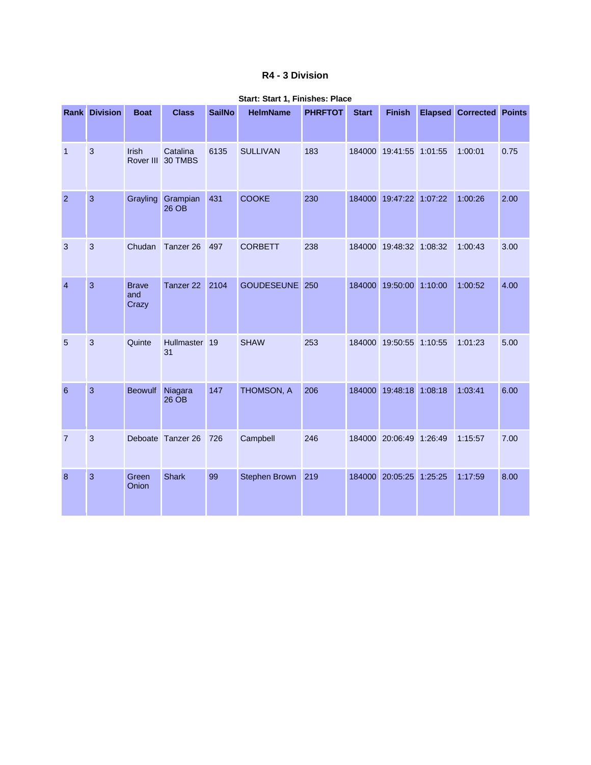# R4 - 3 Division

**Start: Start 1, Finishes: Place**

| Rank | Division | Boat | Class | SailNo | HelmName | PHRFTOT | Start | Finish | Elapsed | Corrected | Points |
|---|---|---|---|---|---|---|---|---|---|---|---|
| 1 | 3 | Irish Rover III | Catalina 30 TMBS | 6135 | SULLIVAN | 183 | 184000 | 19:41:55 | 1:01:55 | 1:00:01 | 0.75 |
| 2 | 3 | Grayling | Grampian 26 OB | 431 | COOKE | 230 | 184000 | 19:47:22 | 1:07:22 | 1:00:26 | 2.00 |
| 3 | 3 | Chudan | Tanzer 26 | 497 | CORBETT | 238 | 184000 | 19:48:32 | 1:08:32 | 1:00:43 | 3.00 |
| 4 | 3 | Brave and Crazy | Tanzer 22 | 2104 | GOUDESEUNE | 250 | 184000 | 19:50:00 | 1:10:00 | 1:00:52 | 4.00 |
| 5 | 3 | Quinte | Hullmaster 31 | 19 | SHAW | 253 | 184000 | 19:50:55 | 1:10:55 | 1:01:23 | 5.00 |
| 6 | 3 | Beowulf | Niagara 26 OB | 147 | THOMSON, A | 206 | 184000 | 19:48:18 | 1:08:18 | 1:03:41 | 6.00 |
| 7 | 3 | Deboate | Tanzer 26 | 726 | Campbell | 246 | 184000 | 20:06:49 | 1:26:49 | 1:15:57 | 7.00 |
| 8 | 3 | Green Onion | Shark | 99 | Stephen Brown | 219 | 184000 | 20:05:25 | 1:25:25 | 1:17:59 | 8.00 |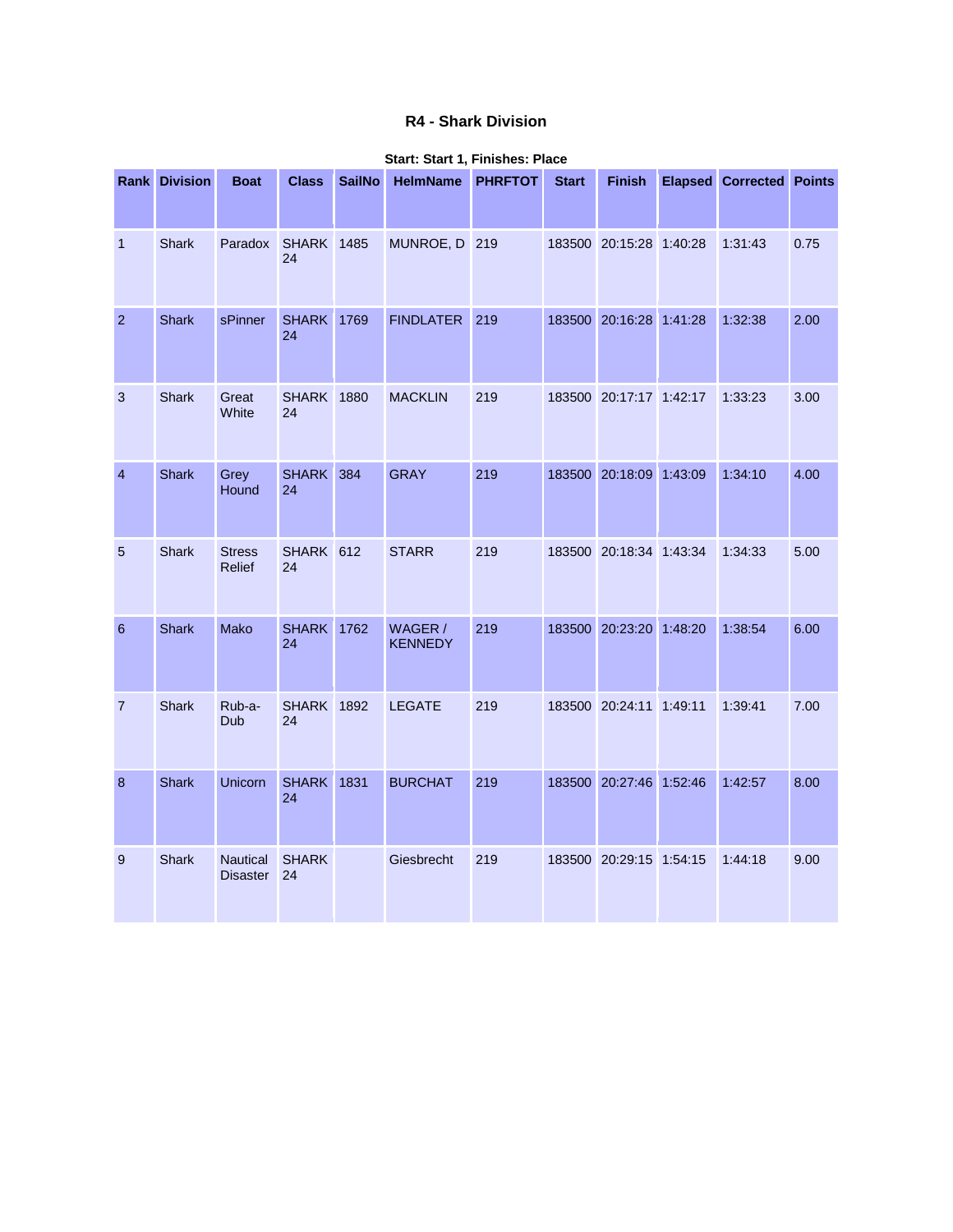# R4 - Shark Division

**Start: Start 1, Finishes: Place**

| Rank | Division | Boat | Class | SailNo | HelmName | PHRFTOT | Start | Finish | Elapsed | Corrected | Points |
|---|---|---|---|---|---|---|---|---|---|---|---|
| 1 | Shark | Paradox | SHARK 24 | 1485 | MUNROE, D | 219 | 183500 | 20:15:28 | 1:40:28 | 1:31:43 | 0.75 |
| 2 | Shark | sPinner | SHARK 24 | 1769 | FINDLATER | 219 | 183500 | 20:16:28 | 1:41:28 | 1:32:38 | 2.00 |
| 3 | Shark | Great White | SHARK 24 | 1880 | MACKLIN | 219 | 183500 | 20:17:17 | 1:42:17 | 1:33:23 | 3.00 |
| 4 | Shark | Grey Hound | SHARK 24 | 384 | GRAY | 219 | 183500 | 20:18:09 | 1:43:09 | 1:34:10 | 4.00 |
| 5 | Shark | Stress Relief | SHARK 24 | 612 | STARR | 219 | 183500 | 20:18:34 | 1:43:34 | 1:34:33 | 5.00 |
| 6 | Shark | Mako | SHARK 24 | 1762 | WAGER / KENNEDY | 219 | 183500 | 20:23:20 | 1:48:20 | 1:38:54 | 6.00 |
| 7 | Shark | Rub-a-Dub | SHARK 24 | 1892 | LEGATE | 219 | 183500 | 20:24:11 | 1:49:11 | 1:39:41 | 7.00 |
| 8 | Shark | Unicorn | SHARK 24 | 1831 | BURCHAT | 219 | 183500 | 20:27:46 | 1:52:46 | 1:42:57 | 8.00 |
| 9 | Shark | Nautical Disaster | SHARK 24 | | Giesbrecht | 219 | 183500 | 20:29:15 | 1:54:15 | 1:44:18 | 9.00 |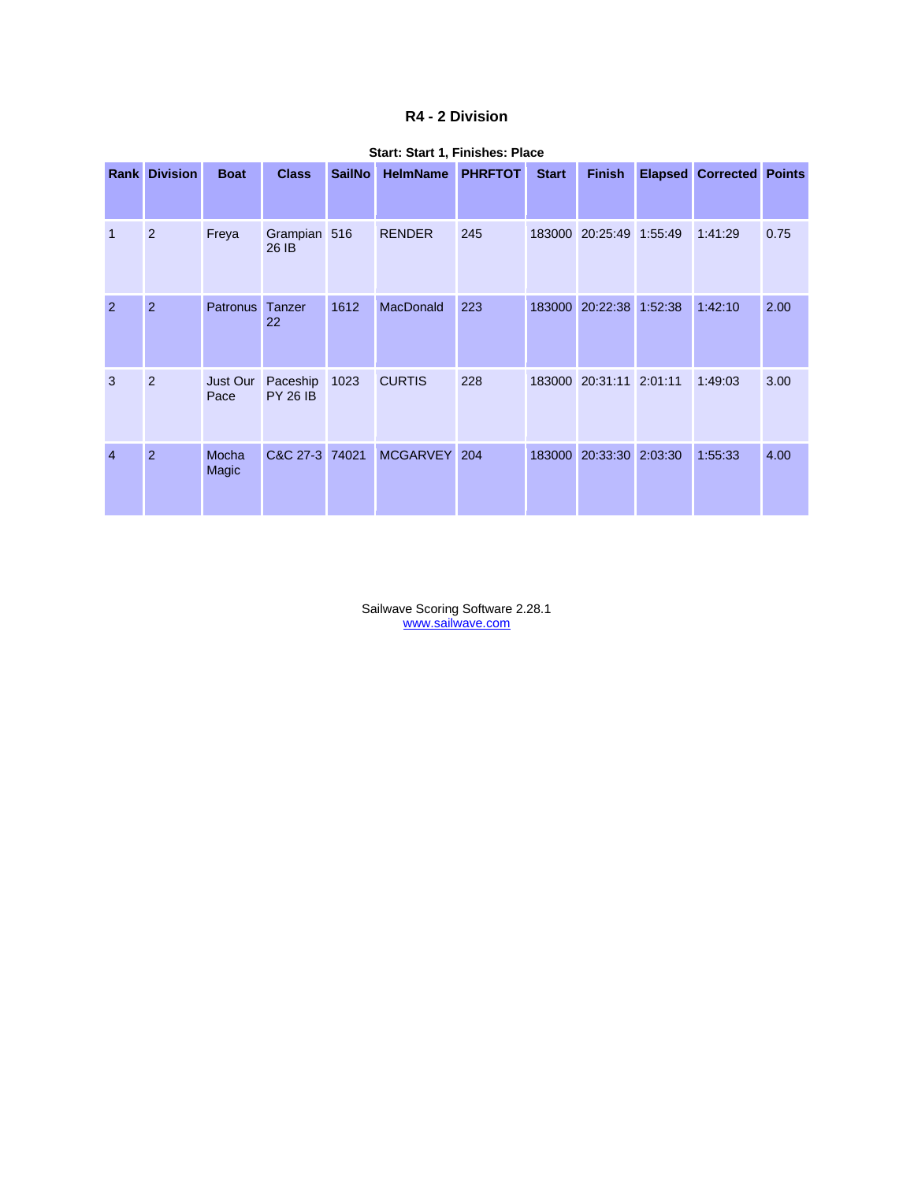# R4 - 2 Division

**Start: Start 1, Finishes: Place**

| Rank | Division | Boat | Class | SailNo | HelmName | PHRFTOT | Start | Finish | Elapsed | Corrected | Points |
|---|---|---|---|---|---|---|---|---|---|---|---|
| 1 | 2 | Freya | Grampian 26 IB | 516 | RENDER | 245 | 183000 | 20:25:49 | 1:55:49 | 1:41:29 | 0.75 |
| 2 | 2 | Patronus | Tanzer 22 | 1612 | MacDonald | 223 | 183000 | 20:22:38 | 1:52:38 | 1:42:10 | 2.00 |
| 3 | 2 | Just Our Pace | Paceship PY 26 IB | 1023 | CURTIS | 228 | 183000 | 20:31:11 | 2:01:11 | 1:49:03 | 3.00 |
| 4 | 2 | Mocha Magic | C&C 27-3 | 74021 | MCGARVEY | 204 | 183000 | 20:33:30 | 2:03:30 | 1:55:33 | 4.00 |

Sailwave Scoring Software 2.28.1
www.sailwave.com